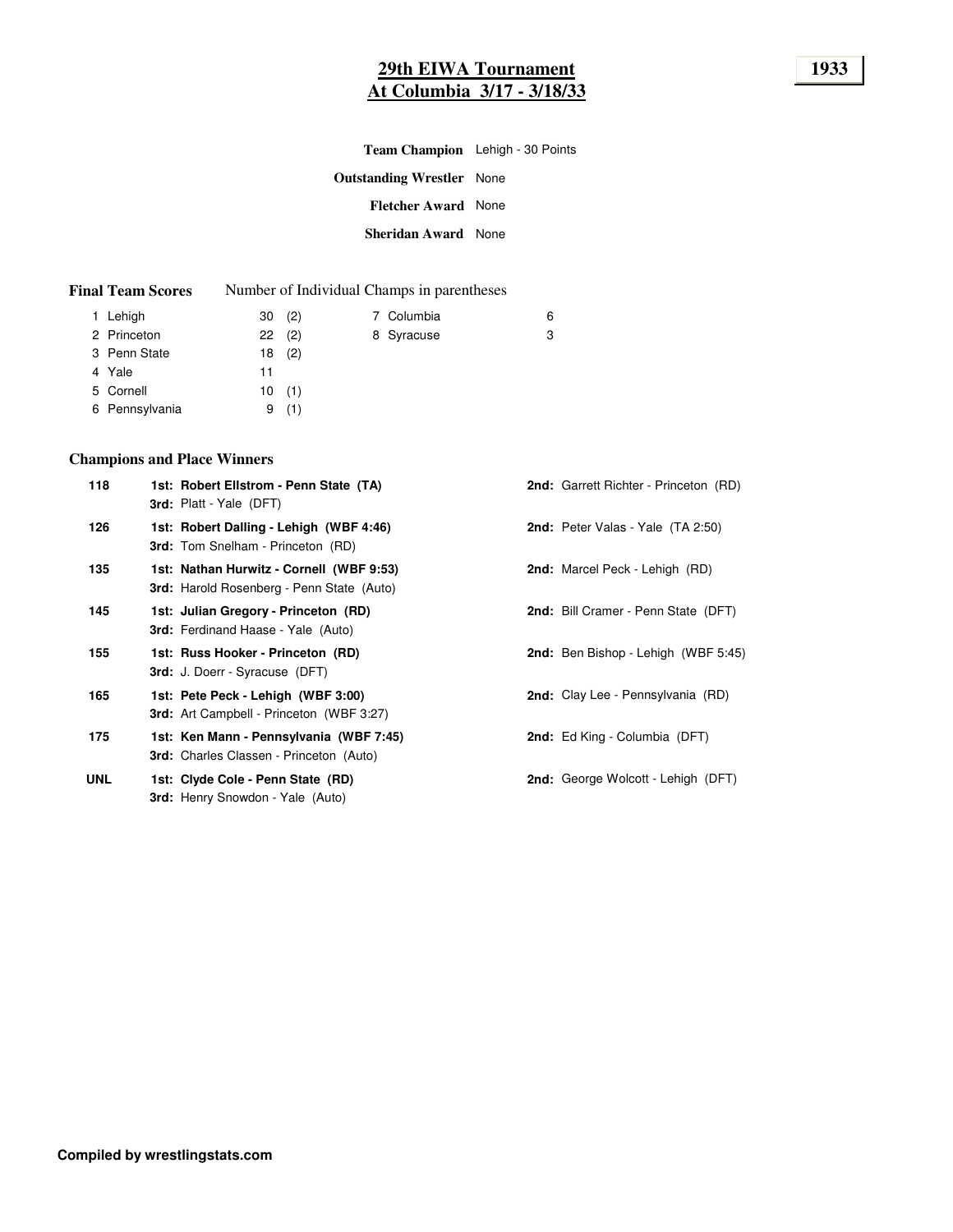# 29th EIWA Tournament
## At Columbia 3/17 - 3/18/33

**1933**

**Team Champion** Lehigh - 30 Points

**Outstanding Wrestler** None

**Fletcher Award** None

**Sheridan Award** None

**Final Team Scores** Number of Individual Champs in parentheses

| Rank | Team | Points | Champs |
|---|---|---|---|
| 1 | Lehigh | 30 | (2) |
| 2 | Princeton | 22 | (2) |
| 3 | Penn State | 18 | (2) |
| 4 | Yale | 11 | |
| 5 | Cornell | 10 | (1) |
| 6 | Pennsylvania | 9 | (1) |
| 7 | Columbia | 6 | |
| 8 | Syracuse | 3 | |

### Champions and Place Winners

| Weight | 1st | 2nd | 3rd |
|---|---|---|---|
| 118 | **Robert Ellstrom - Penn State (TA)** | Garrett Richter - Princeton (RD) | Platt - Yale (DFT) |
| 126 | **Robert Dalling - Lehigh (WBF 4:46)** | Peter Valas - Yale (TA 2:50) | Tom Snelham - Princeton (RD) |
| 135 | **Nathan Hurwitz - Cornell (WBF 9:53)** | Marcel Peck - Lehigh (RD) | Harold Rosenberg - Penn State (Auto) |
| 145 | **Julian Gregory - Princeton (RD)** | Bill Cramer - Penn State (DFT) | Ferdinand Haase - Yale (Auto) |
| 155 | **Russ Hooker - Princeton (RD)** | Ben Bishop - Lehigh (WBF 5:45) | J. Doerr - Syracuse (DFT) |
| 165 | **Pete Peck - Lehigh (WBF 3:00)** | Clay Lee - Pennsylvania (RD) | Art Campbell - Princeton (WBF 3:27) |
| 175 | **Ken Mann - Pennsylvania (WBF 7:45)** | Ed King - Columbia (DFT) | Charles Classen - Princeton (Auto) |
| UNL | **Clyde Cole - Penn State (RD)** | George Wolcott - Lehigh (DFT) | Henry Snowdon - Yale (Auto) |

**Compiled by wrestlingstats.com**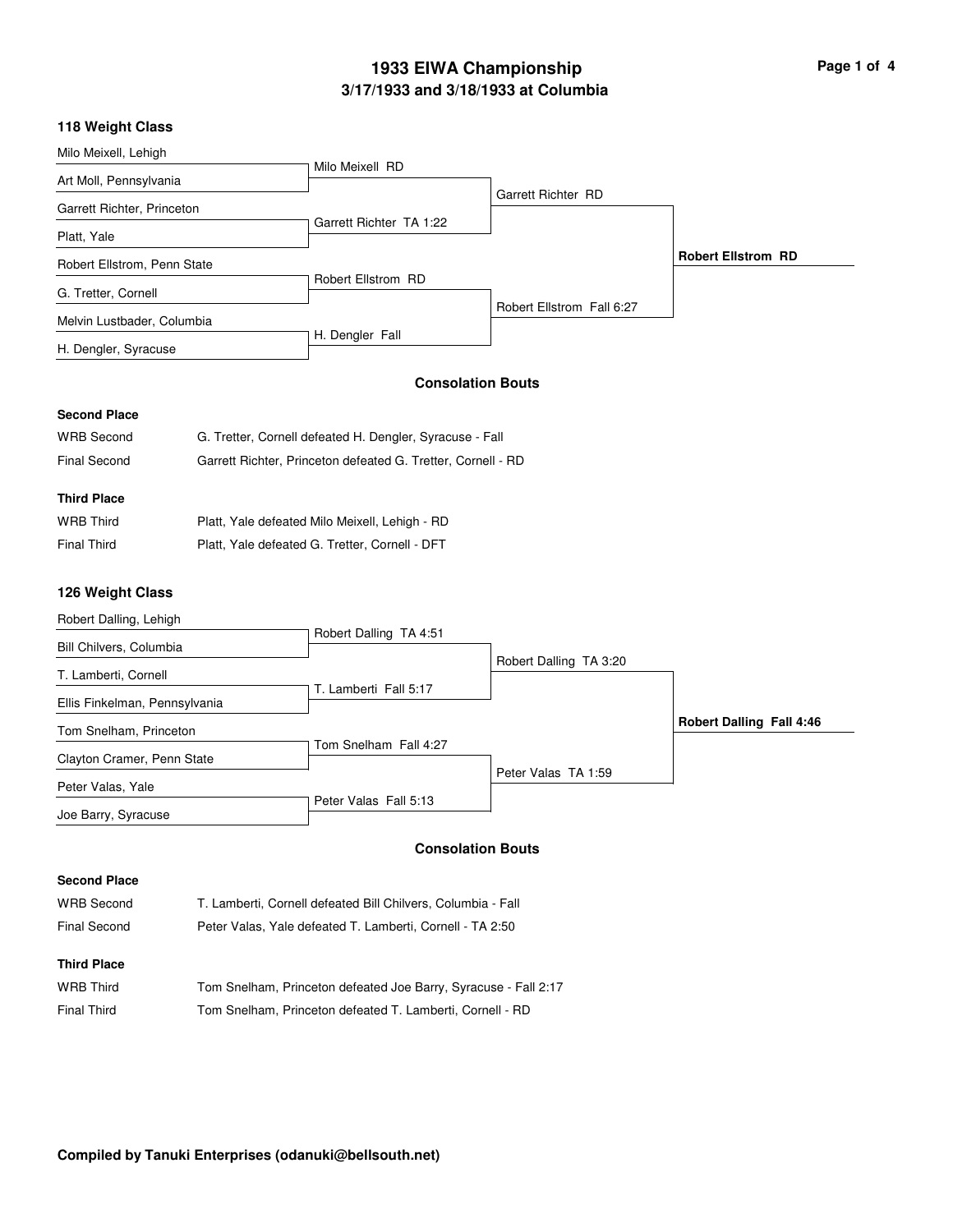# 1933 EIWA Championship
## 3/17/1933 and 3/18/1933 at Columbia

### 118 Weight Class

| First Round | Semifinals | Finals | Champion |
|---|---|---|---|
| Milo Meixell, Lehigh | | | |
| Art Moll, Pennsylvania | Milo Meixell RD | | |
| Garrett Richter, Princeton | | Garrett Richter RD | |
| Platt, Yale | Garrett Richter TA 1:22 | | |
| Robert Ellstrom, Penn State | | | **Robert Ellstrom RD** |
| G. Tretter, Cornell | Robert Ellstrom RD | | |
| Melvin Lustbader, Columbia | | Robert Ellstrom Fall 6:27 | |
| H. Dengler, Syracuse | H. Dengler Fall | | |

#### Consolation Bouts

**Second Place**

| | |
|---|---|
| WRB Second | G. Tretter, Cornell defeated H. Dengler, Syracuse - Fall |
| Final Second | Garrett Richter, Princeton defeated G. Tretter, Cornell - RD |

**Third Place**

| | |
|---|---|
| WRB Third | Platt, Yale defeated Milo Meixell, Lehigh - RD |
| Final Third | Platt, Yale defeated G. Tretter, Cornell - DFT |

### 126 Weight Class

| First Round | Semifinals | Finals | Champion |
|---|---|---|---|
| Robert Dalling, Lehigh | | | |
| Bill Chilvers, Columbia | Robert Dalling TA 4:51 | | |
| T. Lamberti, Cornell | | Robert Dalling TA 3:20 | |
| Ellis Finkelman, Pennsylvania | T. Lamberti Fall 5:17 | | |
| Tom Snelham, Princeton | | | **Robert Dalling Fall 4:46** |
| Clayton Cramer, Penn State | Tom Snelham Fall 4:27 | | |
| Peter Valas, Yale | | Peter Valas TA 1:59 | |
| Joe Barry, Syracuse | Peter Valas Fall 5:13 | | |

#### Consolation Bouts

**Second Place**

| | |
|---|---|
| WRB Second | T. Lamberti, Cornell defeated Bill Chilvers, Columbia - Fall |
| Final Second | Peter Valas, Yale defeated T. Lamberti, Cornell - TA 2:50 |

**Third Place**

| | |
|---|---|
| WRB Third | Tom Snelham, Princeton defeated Joe Barry, Syracuse - Fall 2:17 |
| Final Third | Tom Snelham, Princeton defeated T. Lamberti, Cornell - RD |

**Compiled by Tanuki Enterprises (odanuki@bellsouth.net)**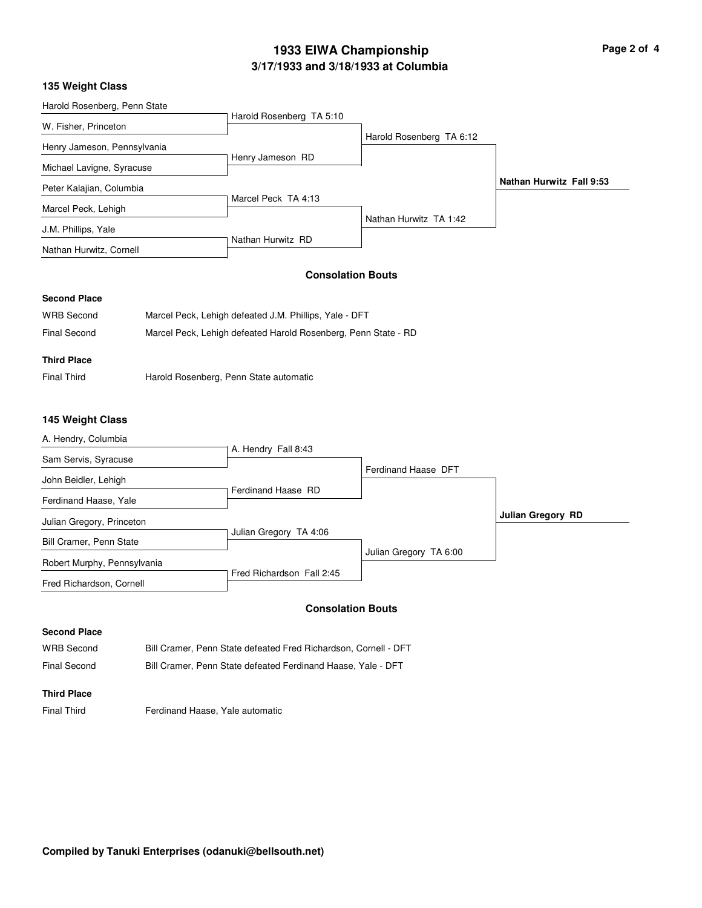# 1933 EIWA Championship

## 3/17/1933 and 3/18/1933 at Columbia

### 135 Weight Class

| First Round | Semifinals | Final |
|---|---|---|
| Harold Rosenberg, Penn State | | |
| W. Fisher, Princeton | | |
| | Harold Rosenberg TA 5:10 | |
| Henry Jameson, Pennsylvania | | |
| Michael Lavigne, Syracuse | | |
| | Henry Jameson RD | |
| | | Harold Rosenberg TA 6:12 |
| Peter Kalajian, Columbia | | |
| Marcel Peck, Lehigh | | |
| | Marcel Peck TA 4:13 | |
| J.M. Phillips, Yale | | |
| Nathan Hurwitz, Cornell | | |
| | Nathan Hurwitz RD | |
| | | Nathan Hurwitz TA 1:42 |

**Champion: Nathan Hurwitz Fall 9:53**

#### Consolation Bouts

**Second Place**

| | |
|---|---|
| WRB Second | Marcel Peck, Lehigh defeated J.M. Phillips, Yale - DFT |
| Final Second | Marcel Peck, Lehigh defeated Harold Rosenberg, Penn State - RD |

**Third Place**

| | |
|---|---|
| Final Third | Harold Rosenberg, Penn State automatic |

### 145 Weight Class

| First Round | Semifinals | Final |
|---|---|---|
| A. Hendry, Columbia | | |
| Sam Servis, Syracuse | | |
| | A. Hendry Fall 8:43 | |
| John Beidler, Lehigh | | |
| Ferdinand Haase, Yale | | |
| | Ferdinand Haase RD | |
| | | Ferdinand Haase DFT |
| Julian Gregory, Princeton | | |
| Bill Cramer, Penn State | | |
| | Julian Gregory TA 4:06 | |
| Robert Murphy, Pennsylvania | | |
| Fred Richardson, Cornell | | |
| | Fred Richardson Fall 2:45 | |
| | | Julian Gregory TA 6:00 |

**Champion: Julian Gregory RD**

#### Consolation Bouts

**Second Place**

| | |
|---|---|
| WRB Second | Bill Cramer, Penn State defeated Fred Richardson, Cornell - DFT |
| Final Second | Bill Cramer, Penn State defeated Ferdinand Haase, Yale - DFT |

**Third Place**

| | |
|---|---|
| Final Third | Ferdinand Haase, Yale automatic |

**Compiled by Tanuki Enterprises (odanuki@bellsouth.net)**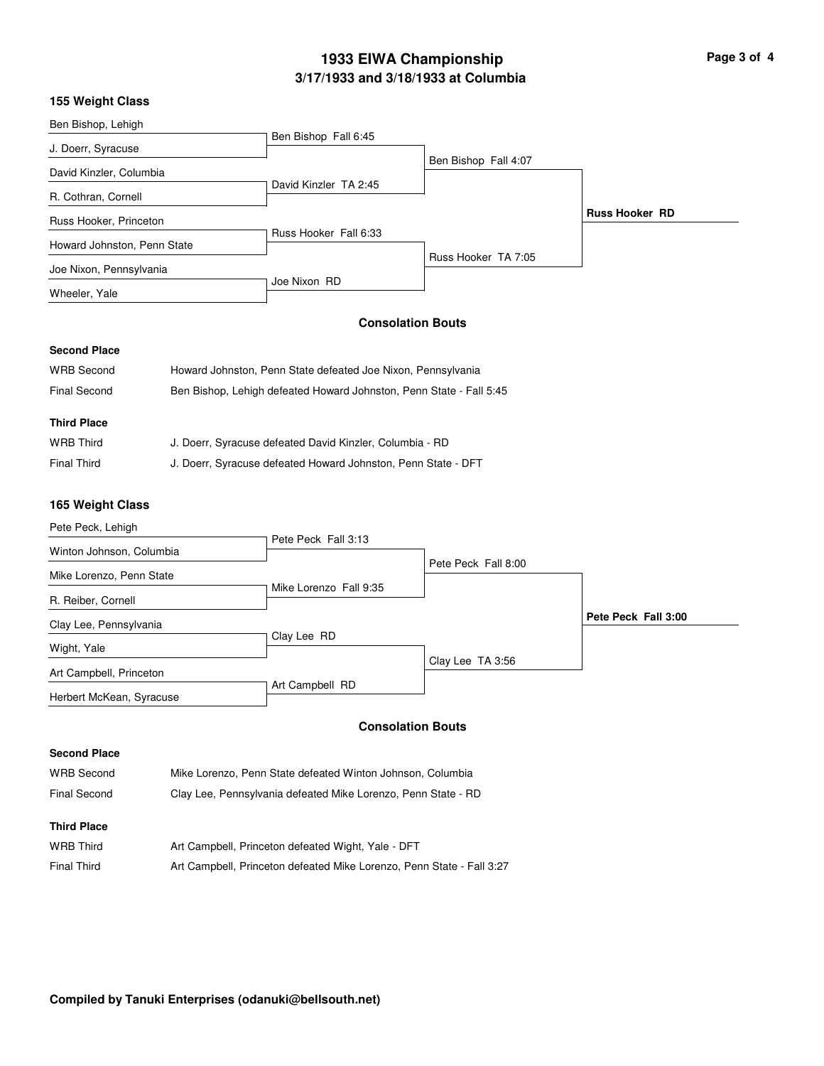# 1933 EIWA Championship

## 3/17/1933 and 3/18/1933 at Columbia

### 155 Weight Class

| First Round | Quarterfinals | Semifinals | Final |
|---|---|---|---|
| Ben Bishop, Lehigh | | | |
| J. Doerr, Syracuse | Ben Bishop Fall 6:45 | | |
| David Kinzler, Columbia | | Ben Bishop Fall 4:07 | |
| R. Cothran, Cornell | David Kinzler TA 2:45 | | |
| Russ Hooker, Princeton | | | **Russ Hooker RD** |
| Howard Johnston, Penn State | Russ Hooker Fall 6:33 | | |
| Joe Nixon, Pennsylvania | | Russ Hooker TA 7:05 | |
| Wheeler, Yale | Joe Nixon RD | | |

#### Consolation Bouts

**Second Place**

| | |
|---|---|
| WRB Second | Howard Johnston, Penn State defeated Joe Nixon, Pennsylvania |
| Final Second | Ben Bishop, Lehigh defeated Howard Johnston, Penn State - Fall 5:45 |

**Third Place**

| | |
|---|---|
| WRB Third | J. Doerr, Syracuse defeated David Kinzler, Columbia - RD |
| Final Third | J. Doerr, Syracuse defeated Howard Johnston, Penn State - DFT |

### 165 Weight Class

| First Round | Quarterfinals | Semifinals | Final |
|---|---|---|---|
| Pete Peck, Lehigh | | | |
| Winton Johnson, Columbia | Pete Peck Fall 3:13 | | |
| Mike Lorenzo, Penn State | | Pete Peck Fall 8:00 | |
| R. Reiber, Cornell | Mike Lorenzo Fall 9:35 | | |
| Clay Lee, Pennsylvania | | | **Pete Peck Fall 3:00** |
| Wight, Yale | Clay Lee RD | | |
| Art Campbell, Princeton | | Clay Lee TA 3:56 | |
| Herbert McKean, Syracuse | Art Campbell RD | | |

#### Consolation Bouts

**Second Place**

| | |
|---|---|
| WRB Second | Mike Lorenzo, Penn State defeated Winton Johnson, Columbia |
| Final Second | Clay Lee, Pennsylvania defeated Mike Lorenzo, Penn State - RD |

**Third Place**

| | |
|---|---|
| WRB Third | Art Campbell, Princeton defeated Wight, Yale - DFT |
| Final Third | Art Campbell, Princeton defeated Mike Lorenzo, Penn State - Fall 3:27 |

**Compiled by Tanuki Enterprises (odanuki@bellsouth.net)**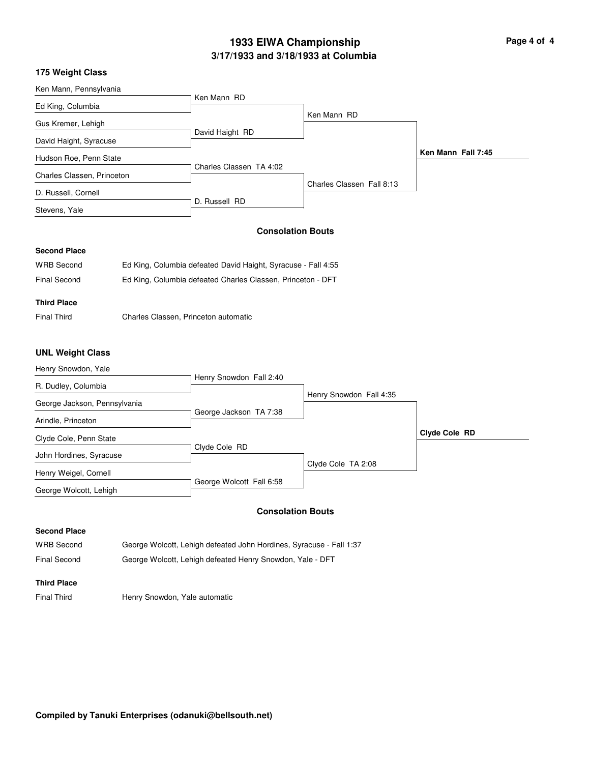# 1933 EIWA Championship

## 3/17/1933 and 3/18/1933 at Columbia

### 175 Weight Class

| First Round | Quarterfinals | Semifinals | Final |
| --- | --- | --- | --- |
| Ken Mann, Pennsylvania | Ken Mann RD | Ken Mann RD | **Ken Mann Fall 7:45** |
| Ed King, Columbia | | | |
| Gus Kremer, Lehigh | David Haight RD | | |
| David Haight, Syracuse | | | |
| Hudson Roe, Penn State | Charles Classen TA 4:02 | Charles Classen Fall 8:13 | |
| Charles Classen, Princeton | | | |
| D. Russell, Cornell | D. Russell RD | | |
| Stevens, Yale | | | |

#### Consolation Bouts

**Second Place**

WRB Second — Ed King, Columbia defeated David Haight, Syracuse - Fall 4:55

Final Second — Ed King, Columbia defeated Charles Classen, Princeton - DFT

**Third Place**

Final Third — Charles Classen, Princeton automatic

### UNL Weight Class

| First Round | Quarterfinals | Semifinals | Final |
| --- | --- | --- | --- |
| Henry Snowdon, Yale | Henry Snowdon Fall 2:40 | Henry Snowdon Fall 4:35 | **Clyde Cole RD** |
| R. Dudley, Columbia | | | |
| George Jackson, Pennsylvania | George Jackson TA 7:38 | | |
| Arindle, Princeton | | | |
| Clyde Cole, Penn State | Clyde Cole RD | Clyde Cole TA 2:08 | |
| John Hordines, Syracuse | | | |
| Henry Weigel, Cornell | George Wolcott Fall 6:58 | | |
| George Wolcott, Lehigh | | | |

#### Consolation Bouts

**Second Place**

WRB Second — George Wolcott, Lehigh defeated John Hordines, Syracuse - Fall 1:37

Final Second — George Wolcott, Lehigh defeated Henry Snowdon, Yale - DFT

**Third Place**

Final Third — Henry Snowdon, Yale automatic

**Compiled by Tanuki Enterprises (odanuki@bellsouth.net)**